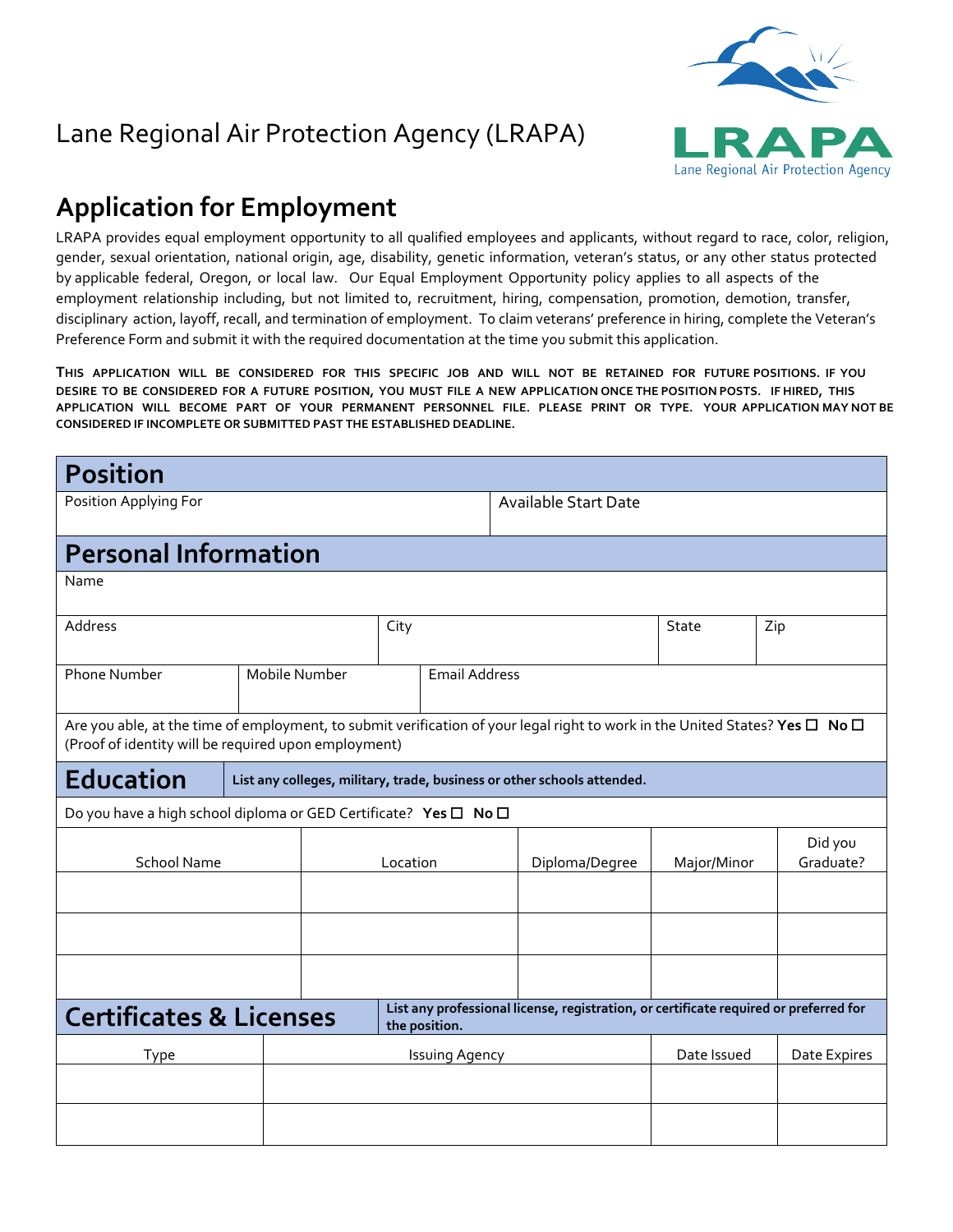Lane Regional Air Protection Agency (LRAPA)

LRAPA
Lane Regional Air Protection Agency

# Application for Employment

LRAPA provides equal employment opportunity to all qualified employees and applicants, without regard to race, color, religion, gender, sexual orientation, national origin, age, disability, genetic information, veteran's status, or any other status protected by applicable federal, Oregon, or local law. Our Equal Employment Opportunity policy applies to all aspects of the employment relationship including, but not limited to, recruitment, hiring, compensation, promotion, demotion, transfer, disciplinary action, layoff, recall, and termination of employment. To claim veterans' preference in hiring, complete the Veteran's Preference Form and submit it with the required documentation at the time you submit this application.

**THIS APPLICATION WILL BE CONSIDERED FOR THIS SPECIFIC JOB AND WILL NOT BE RETAINED FOR FUTURE POSITIONS. IF YOU DESIRE TO BE CONSIDERED FOR A FUTURE POSITION, YOU MUST FILE A NEW APPLICATION ONCE THE POSITION POSTS. IF HIRED, THIS APPLICATION WILL BECOME PART OF YOUR PERMANENT PERSONNEL FILE. PLEASE PRINT OR TYPE. YOUR APPLICATION MAY NOT BE CONSIDERED IF INCOMPLETE OR SUBMITTED PAST THE ESTABLISHED DEADLINE.**

## Position

| Position Applying For | Available Start Date |
|---|---|
| | |

## Personal Information

| Name | | | |
|---|---|---|---|
| | | | |

| Address | City | State | Zip |
|---|---|---|---|
| | | | |

| Phone Number | Mobile Number | Email Address |
|---|---|---|
| | | |

Are you able, at the time of employment, to submit verification of your legal right to work in the United States? **Yes** ☐ **No** ☐
(Proof of identity will be required upon employment)

## Education

**List any colleges, military, trade, business or other schools attended.**

Do you have a high school diploma or GED Certificate? **Yes** ☐ **No** ☐

| School Name | Location | Diploma/Degree | Major/Minor | Did you Graduate? |
|---|---|---|---|---|
| | | | | |
| | | | | |
| | | | | |

## Certificates & Licenses

**List any professional license, registration, or certificate required or preferred for the position.**

| Type | Issuing Agency | Date Issued | Date Expires |
|---|---|---|---|
| | | | |
| | | | |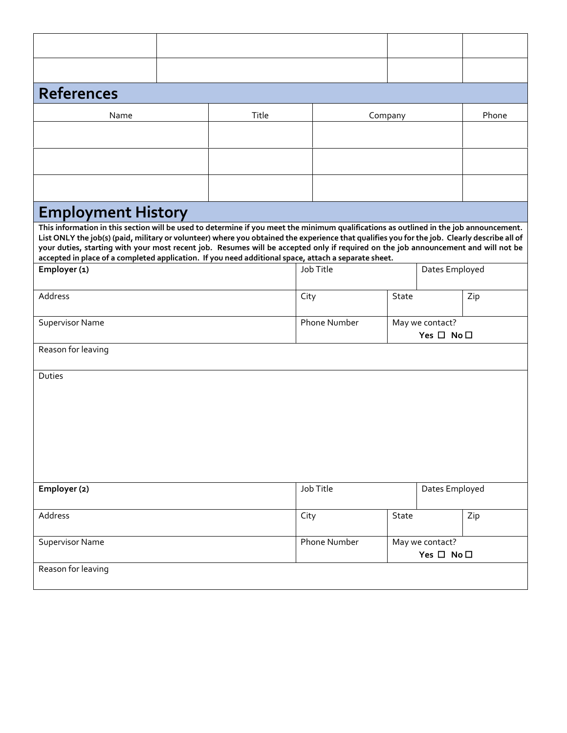| | | | |
|---|---|---|---|
| | | | |
| | | | |

## References

| Name | Title | Company | Phone |
|---|---|---|---|
| | | | |
| | | | |
| | | | |

## Employment History

**This information in this section will be used to determine if you meet the minimum qualifications as outlined in the job announcement. List ONLY the job(s) (paid, military or volunteer) where you obtained the experience that qualifies you for the job. Clearly describe all of your duties, starting with your most recent job. Resumes will be accepted only if required on the job announcement and will not be accepted in place of a completed application. If you need additional space, attach a separate sheet.**

| **Employer (1)** | Job Title | | Dates Employed |
|---|---|---|---|
| Address | City | State | Zip |
| Supervisor Name | Phone Number | May we contact? **Yes ☐ No ☐** | |
| Reason for leaving | | | |
| Duties | | | |

| **Employer (2)** | Job Title | | Dates Employed |
|---|---|---|---|
| Address | City | State | Zip |
| Supervisor Name | Phone Number | May we contact? **Yes ☐ No ☐** | |
| Reason for leaving | | | |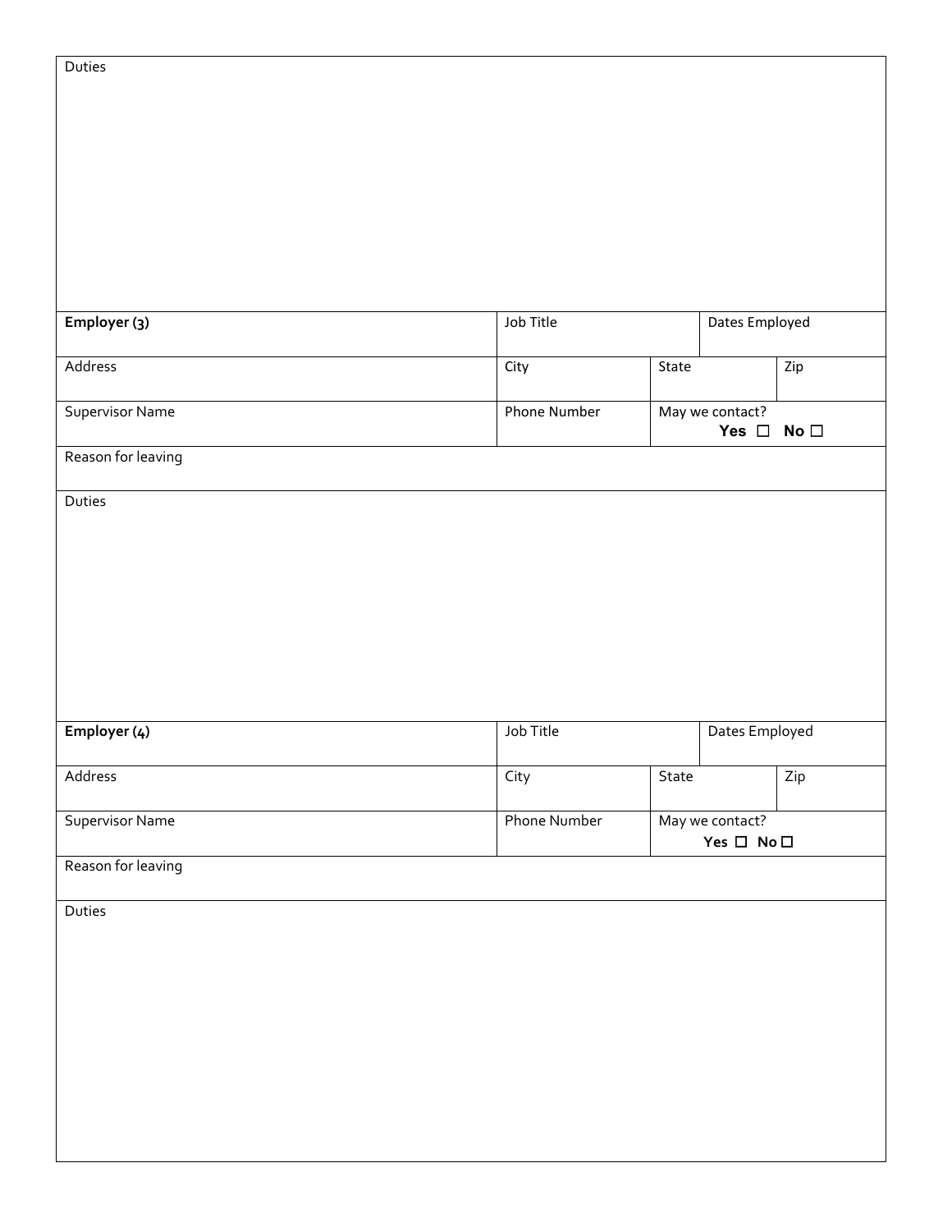| Duties | | | | |
|---|---|---|---|---|
| **Employer (3)** | Job Title | | Dates Employed | |
| Address | City | State | | Zip |
| Supervisor Name | Phone Number | May we contact? **Yes** ☐ **No** ☐ | | |
| Reason for leaving | | | | |
| Duties | | | | |
| **Employer (4)** | Job Title | | Dates Employed | |
| Address | City | State | | Zip |
| Supervisor Name | Phone Number | May we contact? **Yes** ☐ **No** ☐ | | |
| Reason for leaving | | | | |
| Duties | | | | |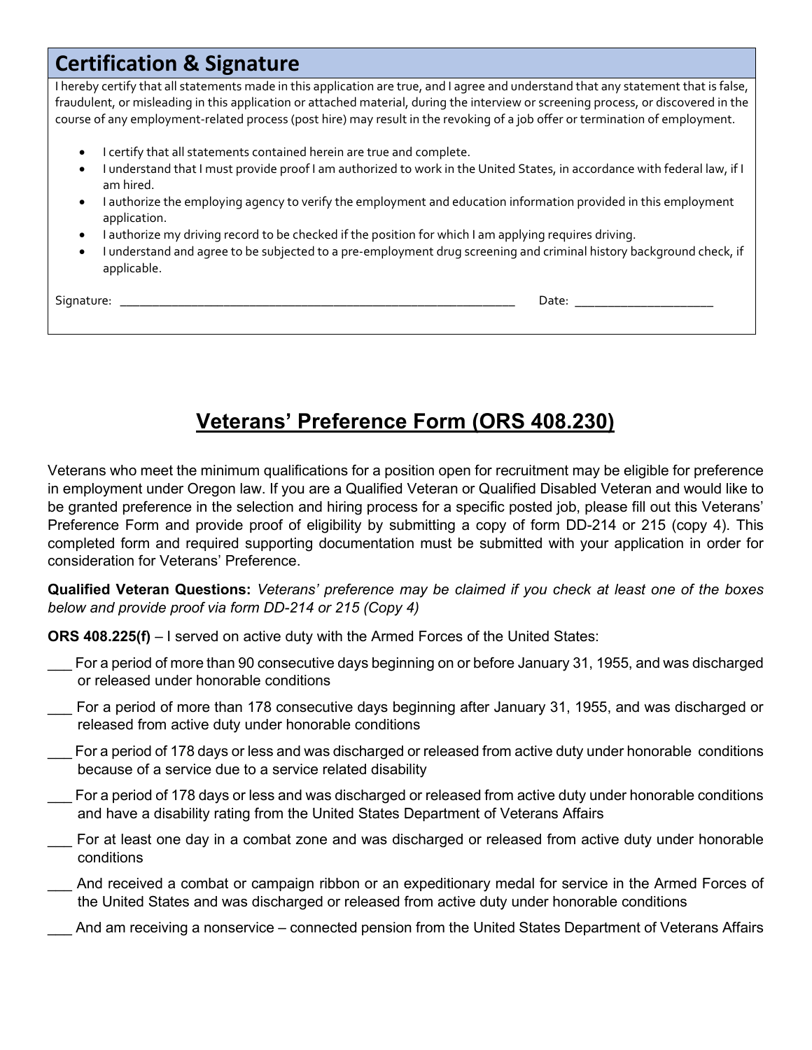## Certification & Signature

I hereby certify that all statements made in this application are true, and I agree and understand that any statement that is false, fraudulent, or misleading in this application or attached material, during the interview or screening process, or discovered in the course of any employment-related process (post hire) may result in the revoking of a job offer or termination of employment.

- I certify that all statements contained herein are true and complete.
- I understand that I must provide proof I am authorized to work in the United States, in accordance with federal law, if I am hired.
- I authorize the employing agency to verify the employment and education information provided in this employment application.
- I authorize my driving record to be checked if the position for which I am applying requires driving.
- I understand and agree to be subjected to a pre-employment drug screening and criminal history background check, if applicable.

Signature: ___________________________________________________________ Date: ____________________

# Veterans' Preference Form (ORS 408.230)

Veterans who meet the minimum qualifications for a position open for recruitment may be eligible for preference in employment under Oregon law. If you are a Qualified Veteran or Qualified Disabled Veteran and would like to be granted preference in the selection and hiring process for a specific posted job, please fill out this Veterans' Preference Form and provide proof of eligibility by submitting a copy of form DD-214 or 215 (copy 4). This completed form and required supporting documentation must be submitted with your application in order for consideration for Veterans' Preference.

**Qualified Veteran Questions:** *Veterans' preference may be claimed if you check at least one of the boxes below and provide proof via form DD-214 or 215 (Copy 4)*

**ORS 408.225(f)** – I served on active duty with the Armed Forces of the United States:

___ For a period of more than 90 consecutive days beginning on or before January 31, 1955, and was discharged or released under honorable conditions

___ For a period of more than 178 consecutive days beginning after January 31, 1955, and was discharged or released from active duty under honorable conditions

___ For a period of 178 days or less and was discharged or released from active duty under honorable conditions because of a service due to a service related disability

___ For a period of 178 days or less and was discharged or released from active duty under honorable conditions and have a disability rating from the United States Department of Veterans Affairs

___ For at least one day in a combat zone and was discharged or released from active duty under honorable conditions

___ And received a combat or campaign ribbon or an expeditionary medal for service in the Armed Forces of the United States and was discharged or released from active duty under honorable conditions

___ And am receiving a nonservice – connected pension from the United States Department of Veterans Affairs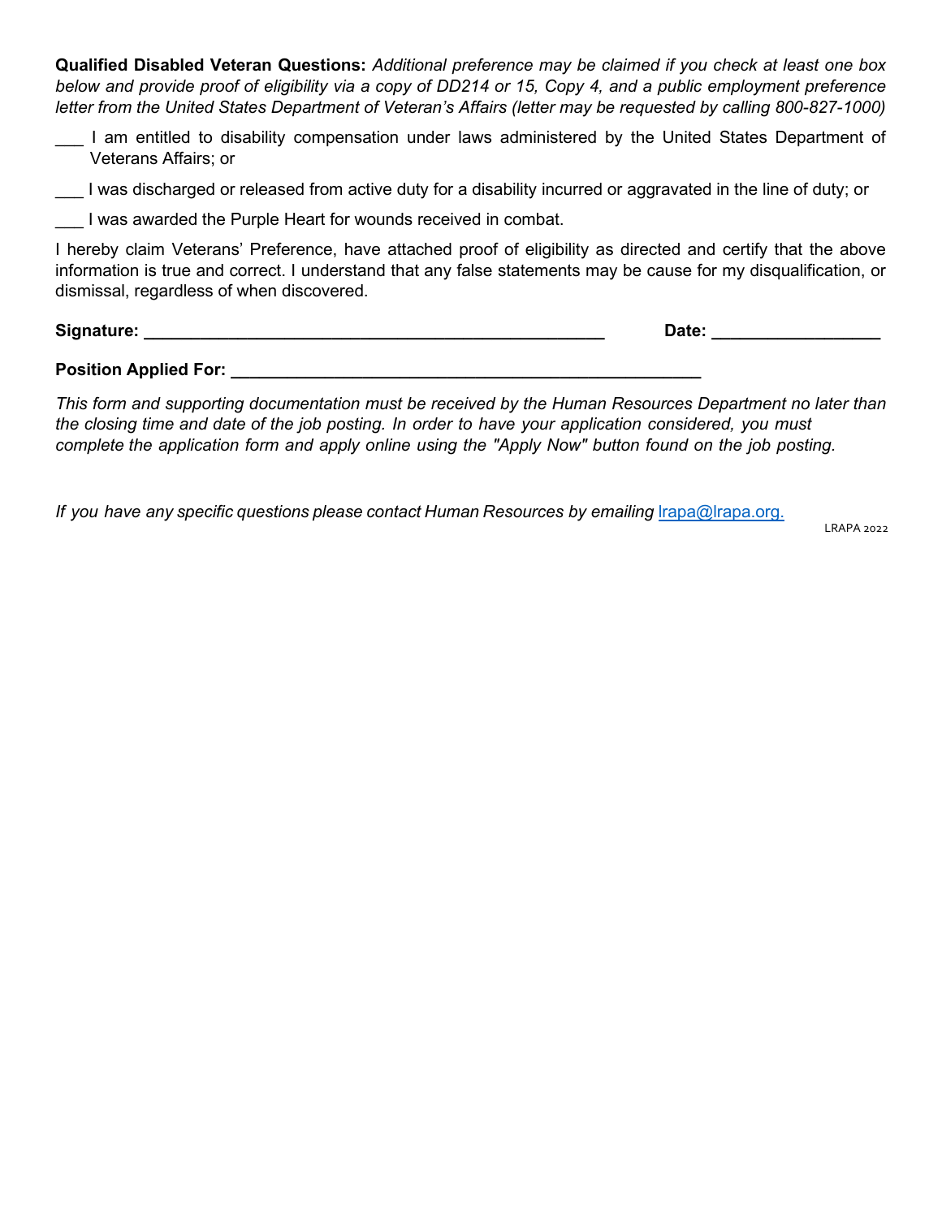**Qualified Disabled Veteran Questions:** *Additional preference may be claimed if you check at least one box below and provide proof of eligibility via a copy of DD214 or 15, Copy 4, and a public employment preference letter from the United States Department of Veteran's Affairs (letter may be requested by calling 800-827-1000)*

___ I am entitled to disability compensation under laws administered by the United States Department of Veterans Affairs; or

___ I was discharged or released from active duty for a disability incurred or aggravated in the line of duty; or

___ I was awarded the Purple Heart for wounds received in combat.

I hereby claim Veterans' Preference, have attached proof of eligibility as directed and certify that the above information is true and correct. I understand that any false statements may be cause for my disqualification, or dismissal, regardless of when discovered.

**Signature: ___________________________________________________** **Date: __________________**

**Position Applied For: ____________________________________________________**

*This form and supporting documentation must be received by the Human Resources Department no later than the closing time and date of the job posting. In order to have your application considered, you must complete the application form and apply online using the "Apply Now" button found on the job posting.*

*If you have any specific questions please contact Human Resources by emailing* lrapa@lrapa.org.

LRAPA 2022